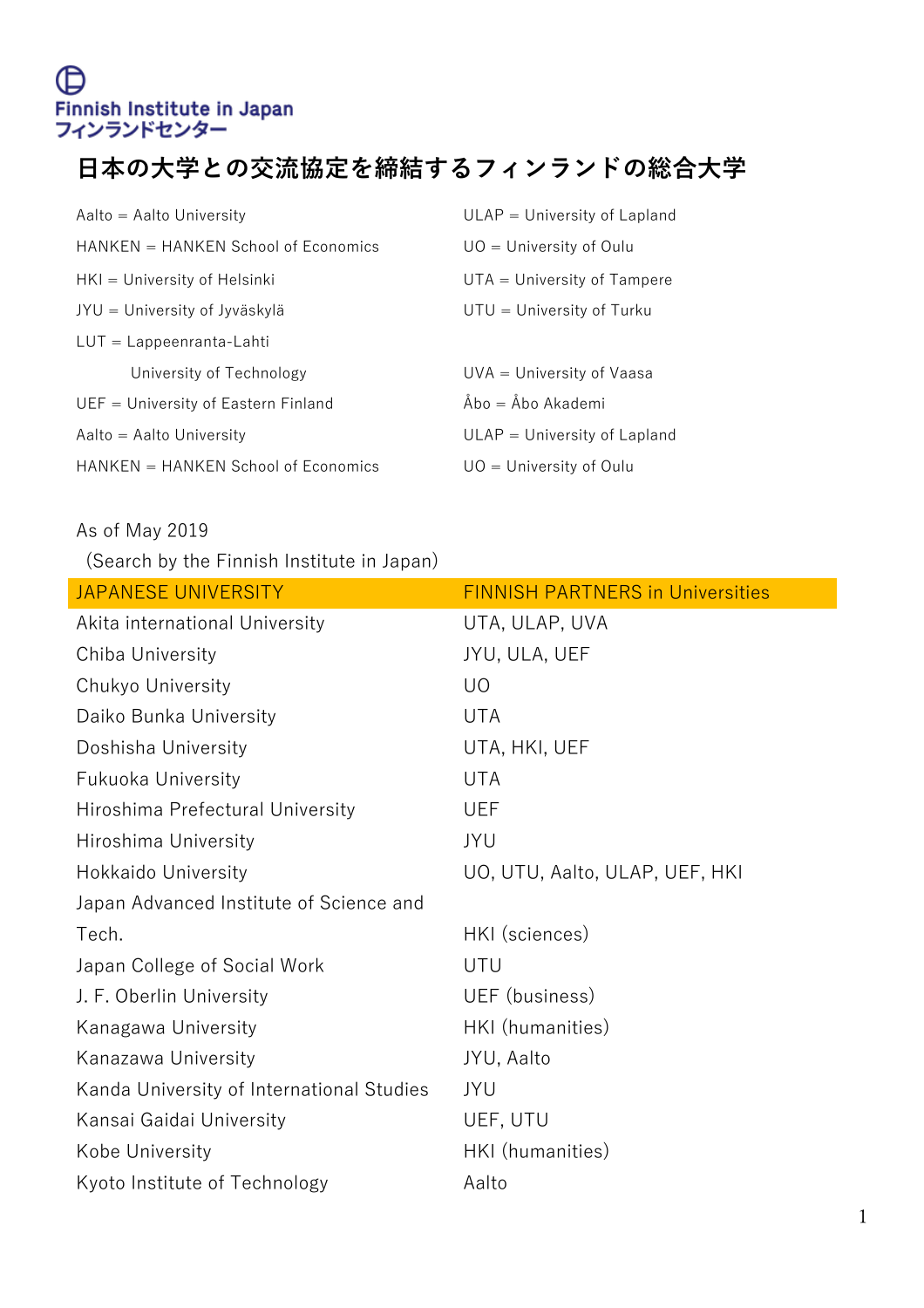Finnish Institute in Japan
フィンランドセンター

# 日本の大学との交流協定を締結するフィンランドの総合大学

Aalto = Aalto University

HANKEN = HANKEN School of Economics

HKI = University of Helsinki

JYU = University of Jyväskylä

LUT = Lappeenranta-Lahti University of Technology

UEF = University of Eastern Finland

Aalto = Aalto University

HANKEN = HANKEN School of Economics

ULAP = University of Lapland

UO = University of Oulu

UTA = University of Tampere

UTU = University of Turku

UVA = University of Vaasa

Åbo = Åbo Akademi

ULAP = University of Lapland

UO = University of Oulu

As of May 2019
(Search by the Finnish Institute in Japan)

| JAPANESE UNIVERSITY | FINNISH PARTNERS in Universities |
|---|---|
| Akita international University | UTA, ULAP, UVA |
| Chiba University | JYU, ULA, UEF |
| Chukyo University | UO |
| Daiko Bunka University | UTA |
| Doshisha University | UTA, HKI, UEF |
| Fukuoka University | UTA |
| Hiroshima Prefectural University | UEF |
| Hiroshima University | JYU |
| Hokkaido University | UO, UTU, Aalto, ULAP, UEF, HKI |
| Japan Advanced Institute of Science and Tech. | HKI (sciences) |
| Japan College of Social Work | UTU |
| J. F. Oberlin University | UEF (business) |
| Kanagawa University | HKI (humanities) |
| Kanazawa University | JYU, Aalto |
| Kanda University of International Studies | JYU |
| Kansai Gaidai University | UEF, UTU |
| Kobe University | HKI (humanities) |
| Kyoto Institute of Technology | Aalto |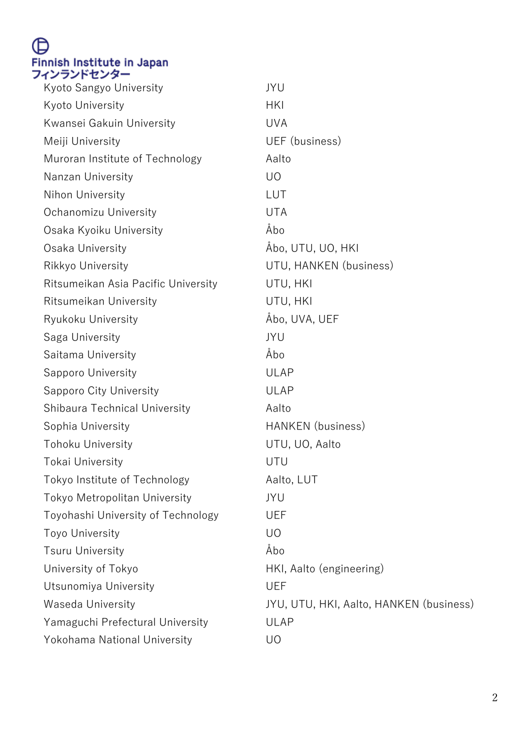Finnish Institute in Japan
フィンランドセンター

| | |
|---|---|
| Kyoto Sangyo University | JYU |
| Kyoto University | HKI |
| Kwansei Gakuin University | UVA |
| Meiji University | UEF (business) |
| Muroran Institute of Technology | Aalto |
| Nanzan University | UO |
| Nihon University | LUT |
| Ochanomizu University | UTA |
| Osaka Kyoiku University | Åbo |
| Osaka University | Åbo, UTU, UO, HKI |
| Rikkyo University | UTU, HANKEN (business) |
| Ritsumeikan Asia Pacific University | UTU, HKI |
| Ritsumeikan University | UTU, HKI |
| Ryukoku University | Åbo, UVA, UEF |
| Saga University | JYU |
| Saitama University | Åbo |
| Sapporo University | ULAP |
| Sapporo City University | ULAP |
| Shibaura Technical University | Aalto |
| Sophia University | HANKEN (business) |
| Tohoku University | UTU, UO, Aalto |
| Tokai University | UTU |
| Tokyo Institute of Technology | Aalto, LUT |
| Tokyo Metropolitan University | JYU |
| Toyohashi University of Technology | UEF |
| Toyo University | UO |
| Tsuru University | Åbo |
| University of Tokyo | HKI, Aalto (engineering) |
| Utsunomiya University | UEF |
| Waseda University | JYU, UTU, HKI, Aalto, HANKEN (business) |
| Yamaguchi Prefectural University | ULAP |
| Yokohama National University | UO |